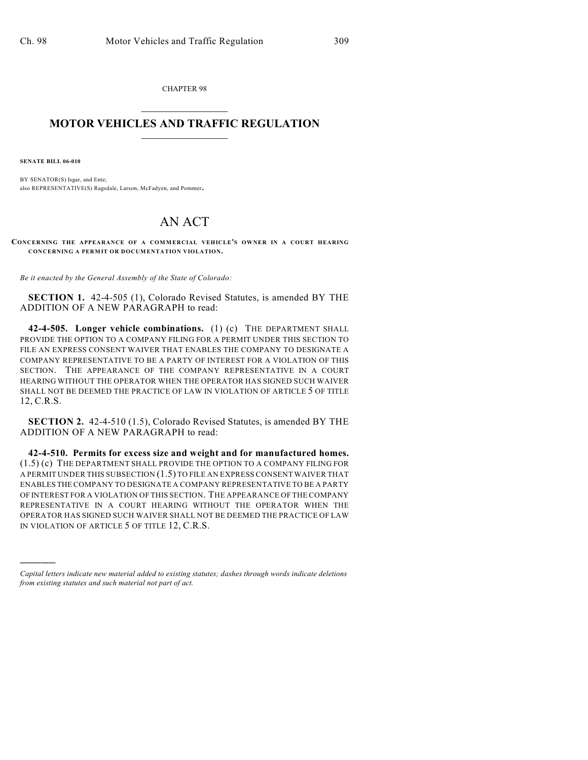CHAPTER 98

# MOTOR VEHICLES AND TRAFFIC REGULATION

**SENATE BILL 06-010**

BY SENATOR(S) Isgar, and Entz;
also REPRESENTATIVE(S) Ragsdale, Larson, McFadyen, and Pommer.

# AN ACT

**CONCERNING THE APPEARANCE OF A COMMERCIAL VEHICLE'S OWNER IN A COURT HEARING CONCERNING A PERMIT OR DOCUMENTATION VIOLATION.**

*Be it enacted by the General Assembly of the State of Colorado:*

**SECTION 1.** 42-4-505 (1), Colorado Revised Statutes, is amended BY THE ADDITION OF A NEW PARAGRAPH to read:

**42-4-505. Longer vehicle combinations.** (1) (c) THE DEPARTMENT SHALL PROVIDE THE OPTION TO A COMPANY FILING FOR A PERMIT UNDER THIS SECTION TO FILE AN EXPRESS CONSENT WAIVER THAT ENABLES THE COMPANY TO DESIGNATE A COMPANY REPRESENTATIVE TO BE A PARTY OF INTEREST FOR A VIOLATION OF THIS SECTION. THE APPEARANCE OF THE COMPANY REPRESENTATIVE IN A COURT HEARING WITHOUT THE OPERATOR WHEN THE OPERATOR HAS SIGNED SUCH WAIVER SHALL NOT BE DEEMED THE PRACTICE OF LAW IN VIOLATION OF ARTICLE 5 OF TITLE 12, C.R.S.

**SECTION 2.** 42-4-510 (1.5), Colorado Revised Statutes, is amended BY THE ADDITION OF A NEW PARAGRAPH to read:

**42-4-510. Permits for excess size and weight and for manufactured homes.** (1.5) (c) THE DEPARTMENT SHALL PROVIDE THE OPTION TO A COMPANY FILING FOR A PERMIT UNDER THIS SUBSECTION (1.5) TO FILE AN EXPRESS CONSENT WAIVER THAT ENABLES THE COMPANY TO DESIGNATE A COMPANY REPRESENTATIVE TO BE A PARTY OF INTEREST FOR A VIOLATION OF THIS SECTION. THE APPEARANCE OF THE COMPANY REPRESENTATIVE IN A COURT HEARING WITHOUT THE OPERATOR WHEN THE OPERATOR HAS SIGNED SUCH WAIVER SHALL NOT BE DEEMED THE PRACTICE OF LAW IN VIOLATION OF ARTICLE 5 OF TITLE 12, C.R.S.

---

*Capital letters indicate new material added to existing statutes; dashes through words indicate deletions from existing statutes and such material not part of act.*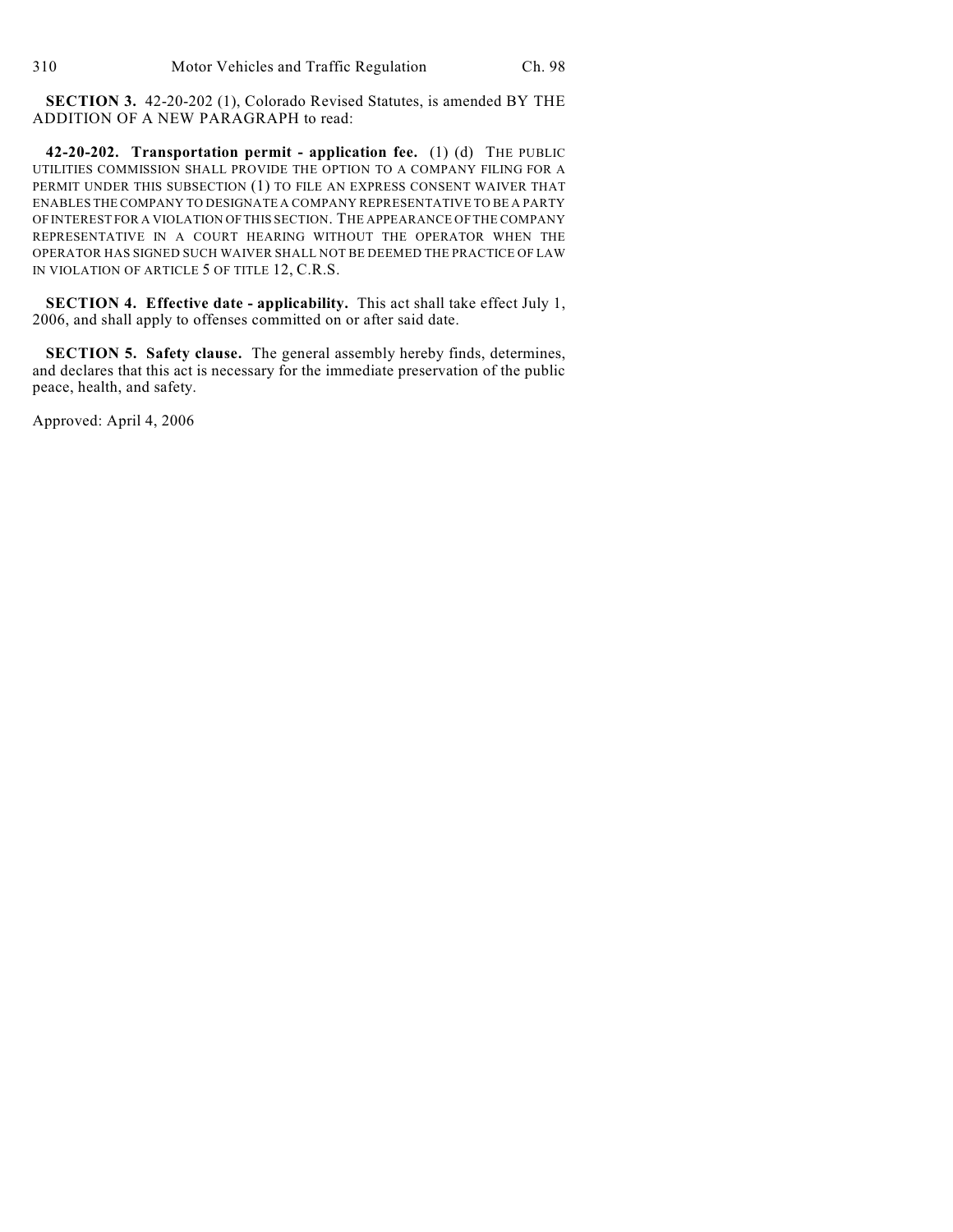**SECTION 3.** 42-20-202 (1), Colorado Revised Statutes, is amended BY THE ADDITION OF A NEW PARAGRAPH to read:

**42-20-202. Transportation permit - application fee.** (1) (d) THE PUBLIC UTILITIES COMMISSION SHALL PROVIDE THE OPTION TO A COMPANY FILING FOR A PERMIT UNDER THIS SUBSECTION (1) TO FILE AN EXPRESS CONSENT WAIVER THAT ENABLES THE COMPANY TO DESIGNATE A COMPANY REPRESENTATIVE TO BE A PARTY OF INTEREST FOR A VIOLATION OF THIS SECTION. THE APPEARANCE OF THE COMPANY REPRESENTATIVE IN A COURT HEARING WITHOUT THE OPERATOR WHEN THE OPERATOR HAS SIGNED SUCH WAIVER SHALL NOT BE DEEMED THE PRACTICE OF LAW IN VIOLATION OF ARTICLE 5 OF TITLE 12, C.R.S.

**SECTION 4. Effective date - applicability.** This act shall take effect July 1, 2006, and shall apply to offenses committed on or after said date.

**SECTION 5. Safety clause.** The general assembly hereby finds, determines, and declares that this act is necessary for the immediate preservation of the public peace, health, and safety.

Approved: April 4, 2006